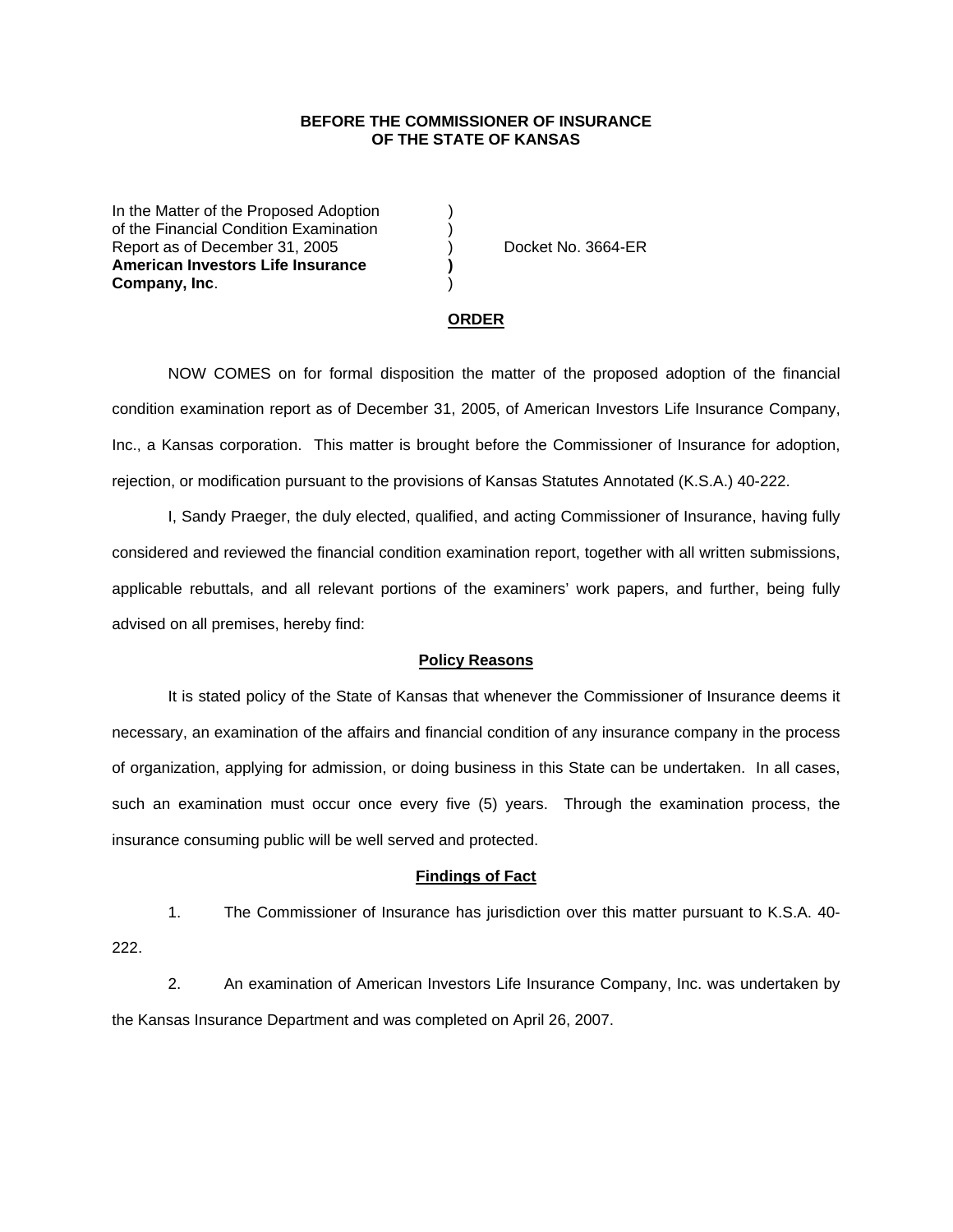**BEFORE THE COMMISSIONER OF INSURANCE**
**OF THE STATE OF KANSAS**

In the Matter of the Proposed Adoption )
of the Financial Condition Examination )
Report as of December 31, 2005 ) Docket No. 3664-ER
**American Investors Life Insurance )**
**Company, Inc**. )

## ORDER

NOW COMES on for formal disposition the matter of the proposed adoption of the financial condition examination report as of December 31, 2005, of American Investors Life Insurance Company, Inc., a Kansas corporation. This matter is brought before the Commissioner of Insurance for adoption, rejection, or modification pursuant to the provisions of Kansas Statutes Annotated (K.S.A.) 40-222.

I, Sandy Praeger, the duly elected, qualified, and acting Commissioner of Insurance, having fully considered and reviewed the financial condition examination report, together with all written submissions, applicable rebuttals, and all relevant portions of the examiners' work papers, and further, being fully advised on all premises, hereby find:

## Policy Reasons

It is stated policy of the State of Kansas that whenever the Commissioner of Insurance deems it necessary, an examination of the affairs and financial condition of any insurance company in the process of organization, applying for admission, or doing business in this State can be undertaken. In all cases, such an examination must occur once every five (5) years. Through the examination process, the insurance consuming public will be well served and protected.

## Findings of Fact

1. The Commissioner of Insurance has jurisdiction over this matter pursuant to K.S.A. 40-222.

2. An examination of American Investors Life Insurance Company, Inc. was undertaken by the Kansas Insurance Department and was completed on April 26, 2007.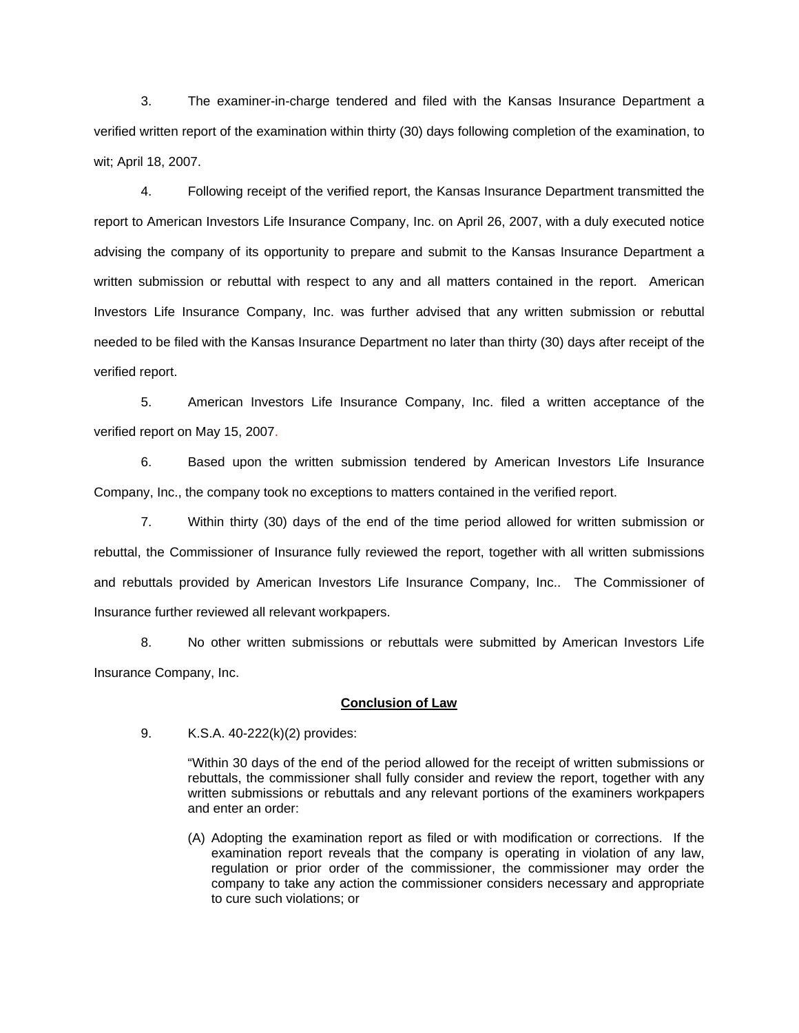3. The examiner-in-charge tendered and filed with the Kansas Insurance Department a verified written report of the examination within thirty (30) days following completion of the examination, to wit; April 18, 2007.

4. Following receipt of the verified report, the Kansas Insurance Department transmitted the report to American Investors Life Insurance Company, Inc. on April 26, 2007, with a duly executed notice advising the company of its opportunity to prepare and submit to the Kansas Insurance Department a written submission or rebuttal with respect to any and all matters contained in the report. American Investors Life Insurance Company, Inc. was further advised that any written submission or rebuttal needed to be filed with the Kansas Insurance Department no later than thirty (30) days after receipt of the verified report.

5. American Investors Life Insurance Company, Inc. filed a written acceptance of the verified report on May 15, 2007.

6. Based upon the written submission tendered by American Investors Life Insurance Company, Inc., the company took no exceptions to matters contained in the verified report.

7. Within thirty (30) days of the end of the time period allowed for written submission or rebuttal, the Commissioner of Insurance fully reviewed the report, together with all written submissions and rebuttals provided by American Investors Life Insurance Company, Inc.. The Commissioner of Insurance further reviewed all relevant workpapers.

8. No other written submissions or rebuttals were submitted by American Investors Life Insurance Company, Inc.

**Conclusion of Law**

9. K.S.A. 40-222(k)(2) provides:

> "Within 30 days of the end of the period allowed for the receipt of written submissions or rebuttals, the commissioner shall fully consider and review the report, together with any written submissions or rebuttals and any relevant portions of the examiners workpapers and enter an order:
>
> (A) Adopting the examination report as filed or with modification or corrections. If the examination report reveals that the company is operating in violation of any law, regulation or prior order of the commissioner, the commissioner may order the company to take any action the commissioner considers necessary and appropriate to cure such violations; or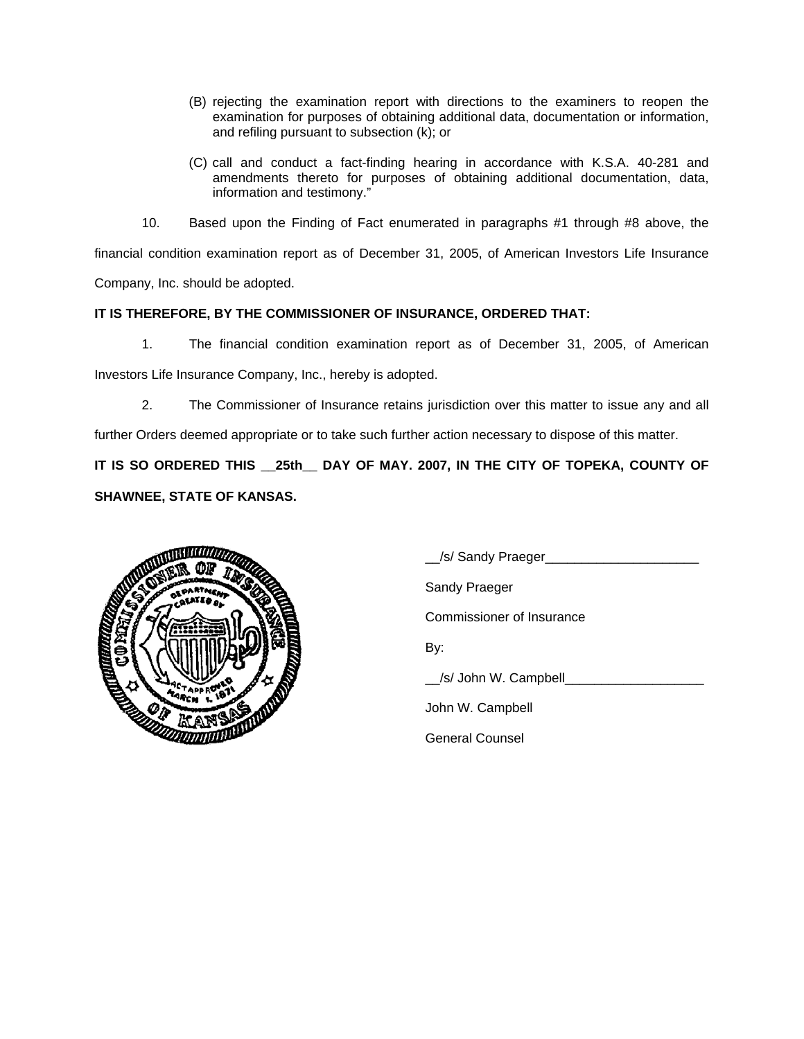(B) rejecting the examination report with directions to the examiners to reopen the examination for purposes of obtaining additional data, documentation or information, and refiling pursuant to subsection (k); or

(C) call and conduct a fact-finding hearing in accordance with K.S.A. 40-281 and amendments thereto for purposes of obtaining additional documentation, data, information and testimony."

10. Based upon the Finding of Fact enumerated in paragraphs #1 through #8 above, the financial condition examination report as of December 31, 2005, of American Investors Life Insurance Company, Inc. should be adopted.

**IT IS THEREFORE, BY THE COMMISSIONER OF INSURANCE, ORDERED THAT:**

1. The financial condition examination report as of December 31, 2005, of American Investors Life Insurance Company, Inc., hereby is adopted.

2. The Commissioner of Insurance retains jurisdiction over this matter to issue any and all further Orders deemed appropriate or to take such further action necessary to dispose of this matter.

**IT IS SO ORDERED THIS __25th__ DAY OF MAY. 2007, IN THE CITY OF TOPEKA, COUNTY OF SHAWNEE, STATE OF KANSAS.**

__/s/ Sandy Praeger_____________________

Sandy Praeger

Commissioner of Insurance

By:

__/s/ John W. Campbell___________________

John W. Campbell

General Counsel